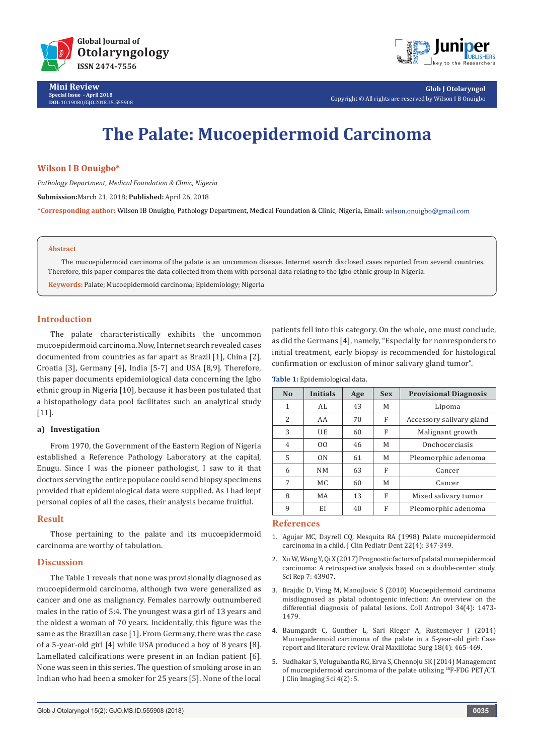# The Palate: Mucoepidermoid Carcinoma

**Wilson I B Onuigbo***

*Pathology Department, Medical Foundation & Clinic, Nigeria*

**Submission:** March 21, 2018; **Published:** April 26, 2018

***Corresponding author:** Wilson IB Onuigbo, Pathology Department, Medical Foundation & Clinic, Nigeria, Email: wilson.onuigbo@gmail.com

**Abstract**

The mucoepidermoid carcinoma of the palate is an uncommon disease. Internet search disclosed cases reported from several countries. Therefore, this paper compares the data collected from them with personal data relating to the Igbo ethnic group in Nigeria.

**Keywords:** Palate; Mucoepidermoid carcinoma; Epidemiology; Nigeria

## Introduction

The palate characteristically exhibits the uncommon mucoepidermoid carcinoma. Now, Internet search revealed cases documented from countries as far apart as Brazil [1], China [2], Croatia [3], Germany [4], India [5-7] and USA [8,9]. Therefore, this paper documents epidemiological data concerning the Igbo ethnic group in Nigeria [10], because it has been postulated that a histopathology data pool facilitates such an analytical study [11].

### a) Investigation

From 1970, the Government of the Eastern Region of Nigeria established a Reference Pathology Laboratory at the capital, Enugu. Since I was the pioneer pathologist, I saw to it that doctors serving the entire populace could send biopsy specimens provided that epidemiological data were supplied. As I had kept personal copies of all the cases, their analysis became fruitful.

## Result

Those pertaining to the palate and its mucoepidermoid carcinoma are worthy of tabulation.

## Discussion

The Table 1 reveals that none was provisionally diagnosed as mucoepidermoid carcinoma, although two were generalized as cancer and one as malignancy. Females narrowly outnumbered males in the ratio of 5:4. The youngest was a girl of 13 years and the oldest a woman of 70 years. Incidentally, this figure was the same as the Brazilian case [1]. From Germany, there was the case of a 5-year-old girl [4] while USA produced a boy of 8 years [8]. Lamellated calcifications were present in an Indian patient [6]. None was seen in this series. The question of smoking arose in an Indian who had been a smoker for 25 years [5]. None of the local patients fell into this category. On the whole, one must conclude, as did the Germans [4], namely, "Especially for nonresponders to initial treatment, early biopsy is recommended for histological confirmation or exclusion of minor salivary gland tumor".

**Table 1:** Epidemiological data.

| No | Initials | Age | Sex | Provisional Diagnosis |
|---|---|---|---|---|
| 1 | AL | 43 | M | Lipoma |
| 2 | AA | 70 | F | Accessory salivary gland |
| 3 | UE | 60 | F | Malignant growth |
| 4 | OO | 46 | M | Onchocerciasis |
| 5 | ON | 61 | M | Pleomorphic adenoma |
| 6 | NM | 63 | F | Cancer |
| 7 | MC | 60 | M | Cancer |
| 8 | MA | 13 | F | Mixed salivary tumor |
| 9 | EI | 40 | F | Pleomorphic adenoma |

## References

1. Agujar MC, Dayrell CQ, Mesquita RA (1998) Palate mucoepidermoid carcinoma in a child. J Clin Pediatr Dent 22(4): 347-349.
2. Xu W, Wang Y, Qi X (2017) Prognostic factors of palatal mucoepidermoid carcinoma: A retrospective analysis based on a double-center study. Sci Rep 7: 43907.
3. Brajdic D, Virag M, Manojlovic S (2010) Mucoepidermoid carcinoma misdiagnosed as platal odontogenic infection: An overview on the differential diagnosis of palatal lesions. Coll Antropol 34(4): 1473-1479.
4. Baumgardt C, Gunther L, Sari Rieger A, Rustemeyer J (2014) Mucoepidermoid carcinoma of the palate in a 5-year-old girl: Case report and literature review. Oral Maxillofac Surg 18(4): 465-469.
5. Sudhakar S, Velugubantla RG, Erva S, Chennoju SK (2014) Management of mucoepidermoid carcinoma of the palate utilizing $^{18}$F-FDG PET/CT. J Clin Imaging Sci 4(2): 5.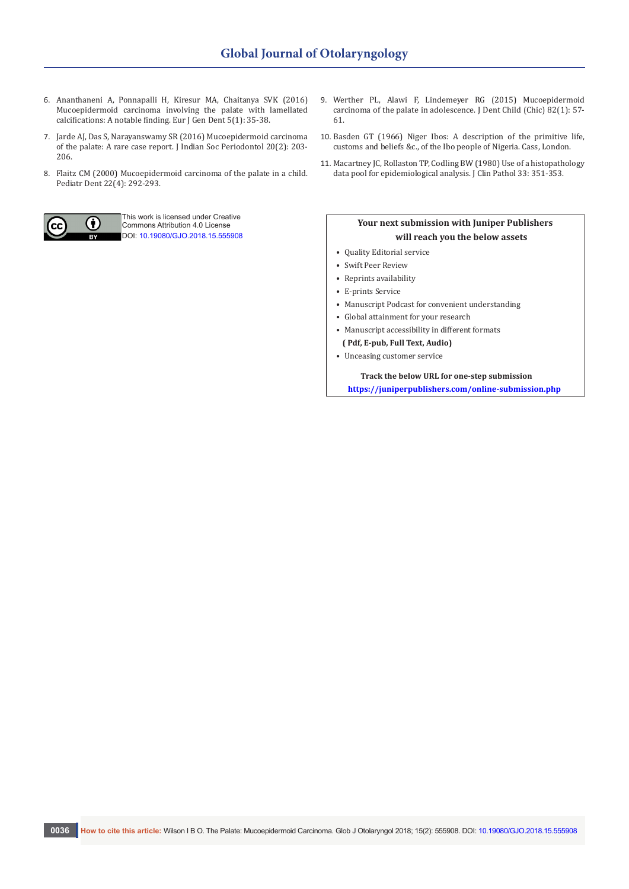6. Ananthaneni A, Ponnapalli H, Kiresur MA, Chaitanya SVK (2016) Mucoepidermoid carcinoma involving the palate with lamellated calcifications: A notable finding. Eur J Gen Dent 5(1): 35-38.
7. Jarde AJ, Das S, Narayanswamy SR (2016) Mucoepidermoid carcinoma of the palate: A rare case report. J Indian Soc Periodontol 20(2): 203-206.
8. Flaitz CM (2000) Mucoepidermoid carcinoma of the palate in a child. Pediatr Dent 22(4): 292-293.
9. Werther PL, Alawi F, Lindemeyer RG (2015) Mucoepidermoid carcinoma of the palate in adolescence. J Dent Child (Chic) 82(1): 57-61.
10. Basden GT (1966) Niger Ibos: A description of the primitive life, customs and beliefs &c., of the Ibo people of Nigeria. Cass, London.
11. Macartney JC, Rollaston TP, Codling BW (1980) Use of a histopathology data pool for epidemiological analysis. J Clin Pathol 33: 351-353.

This work is licensed under Creative Commons Attribution 4.0 License
DOI: 10.19080/GJO.2018.15.555908

**Your next submission with Juniper Publishers will reach you the below assets**

- Quality Editorial service
- Swift Peer Review
- Reprints availability
- E-prints Service
- Manuscript Podcast for convenient understanding
- Global attainment for your research
- Manuscript accessibility in different formats

  **( Pdf, E-pub, Full Text, Audio)**
- Unceasing customer service

**Track the below URL for one-step submission**
**https://juniperpublishers.com/online-submission.php**

**How to cite this article:** Wilson I B O. The Palate: Mucoepidermoid Carcinoma. Glob J Otolaryngol 2018; 15(2): 555908. DOI: 10.19080/GJO.2018.15.555908